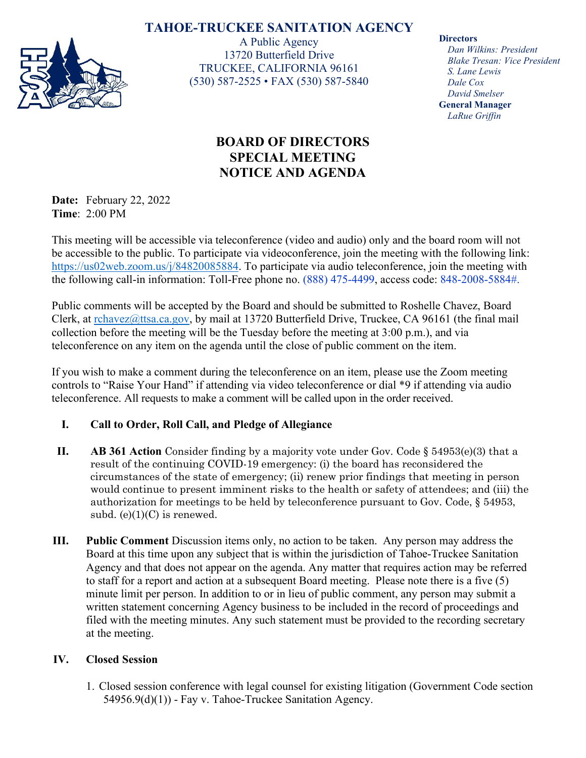# TAHOE-TRUCKEE SANITATION AGENCY

A Public Agency
13720 Butterfield Drive
TRUCKEE, CALIFORNIA 96161
(530) 587-2525 • FAX (530) 587-5840

**Directors**
*Dan Wilkins: President*
*Blake Tresan: Vice President*
*S. Lane Lewis*
*Dale Cox*
*David Smelser*
**General Manager**
*LaRue Griffin*

## BOARD OF DIRECTORS SPECIAL MEETING NOTICE AND AGENDA

**Date:** February 22, 2022
**Time**: 2:00 PM

This meeting will be accessible via teleconference (video and audio) only and the board room will not be accessible to the public. To participate via videoconference, join the meeting with the following link: https://us02web.zoom.us/j/84820085884. To participate via audio teleconference, join the meeting with the following call-in information: Toll-Free phone no. (888) 475-4499, access code: 848-2008-5884#.

Public comments will be accepted by the Board and should be submitted to Roshelle Chavez, Board Clerk, at rchavez@ttsa.ca.gov, by mail at 13720 Butterfield Drive, Truckee, CA 96161 (the final mail collection before the meeting will be the Tuesday before the meeting at 3:00 p.m.), and via teleconference on any item on the agenda until the close of public comment on the item.

If you wish to make a comment during the teleconference on an item, please use the Zoom meeting controls to "Raise Your Hand" if attending via video teleconference or dial *9 if attending via audio teleconference. All requests to make a comment will be called upon in the order received.

**I. Call to Order, Roll Call, and Pledge of Allegiance**

**II. AB 361 Action** Consider finding by a majority vote under Gov. Code § 54953(e)(3) that a result of the continuing COVID-19 emergency: (i) the board has reconsidered the circumstances of the state of emergency; (ii) renew prior findings that meeting in person would continue to present imminent risks to the health or safety of attendees; and (iii) the authorization for meetings to be held by teleconference pursuant to Gov. Code, § 54953, subd. (e)(1)(C) is renewed.

**III. Public Comment** Discussion items only, no action to be taken. Any person may address the Board at this time upon any subject that is within the jurisdiction of Tahoe-Truckee Sanitation Agency and that does not appear on the agenda. Any matter that requires action may be referred to staff for a report and action at a subsequent Board meeting. Please note there is a five (5) minute limit per person. In addition to or in lieu of public comment, any person may submit a written statement concerning Agency business to be included in the record of proceedings and filed with the meeting minutes. Any such statement must be provided to the recording secretary at the meeting.

**IV. Closed Session**

1. Closed session conference with legal counsel for existing litigation (Government Code section 54956.9(d)(1)) - Fay v. Tahoe-Truckee Sanitation Agency.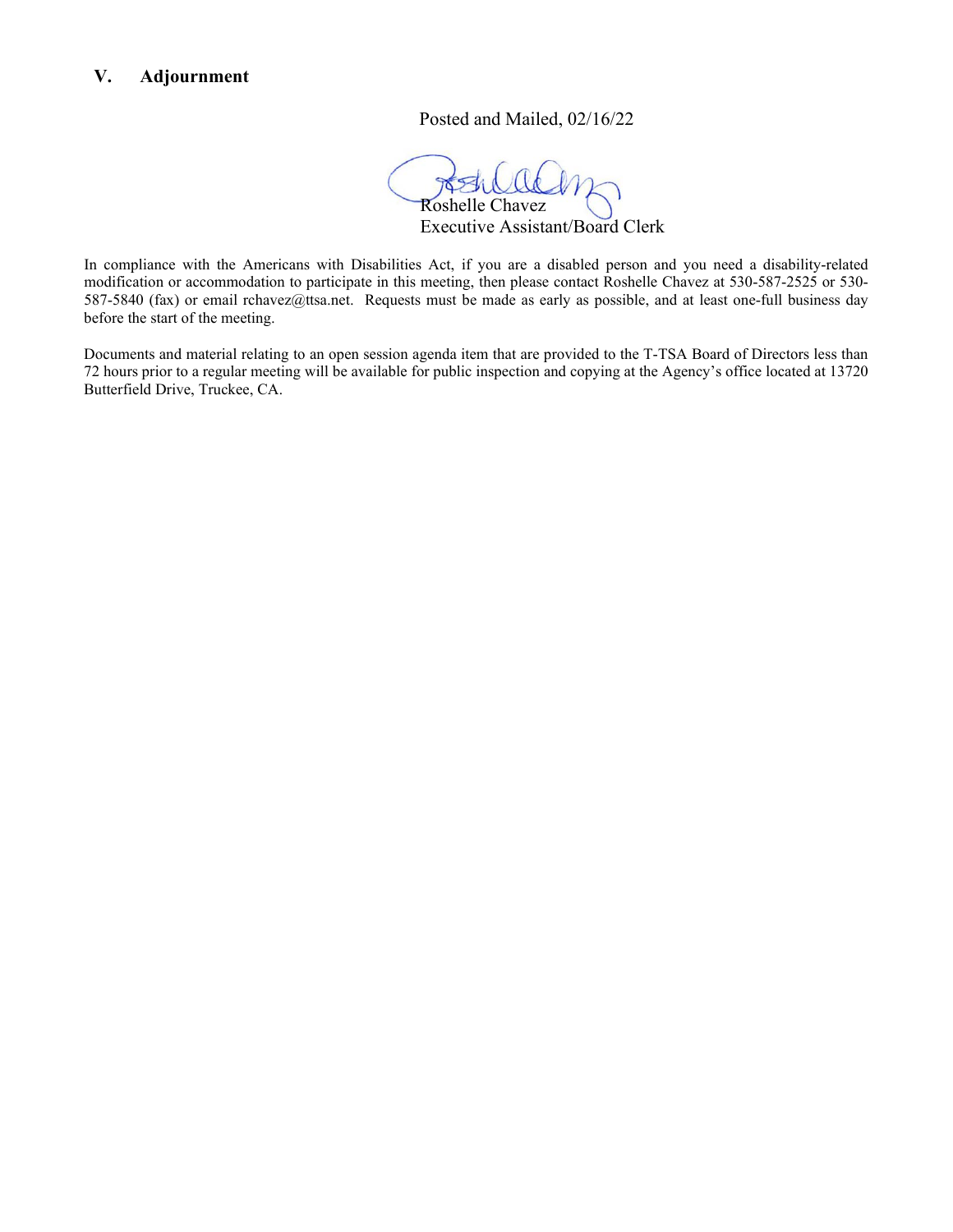## V. Adjournment

Posted and Mailed, 02/16/22

Roshelle Chavez
Executive Assistant/Board Clerk

In compliance with the Americans with Disabilities Act, if you are a disabled person and you need a disability-related modification or accommodation to participate in this meeting, then please contact Roshelle Chavez at 530-587-2525 or 530-587-5840 (fax) or email rchavez@ttsa.net. Requests must be made as early as possible, and at least one-full business day before the start of the meeting.

Documents and material relating to an open session agenda item that are provided to the T-TSA Board of Directors less than 72 hours prior to a regular meeting will be available for public inspection and copying at the Agency's office located at 13720 Butterfield Drive, Truckee, CA.